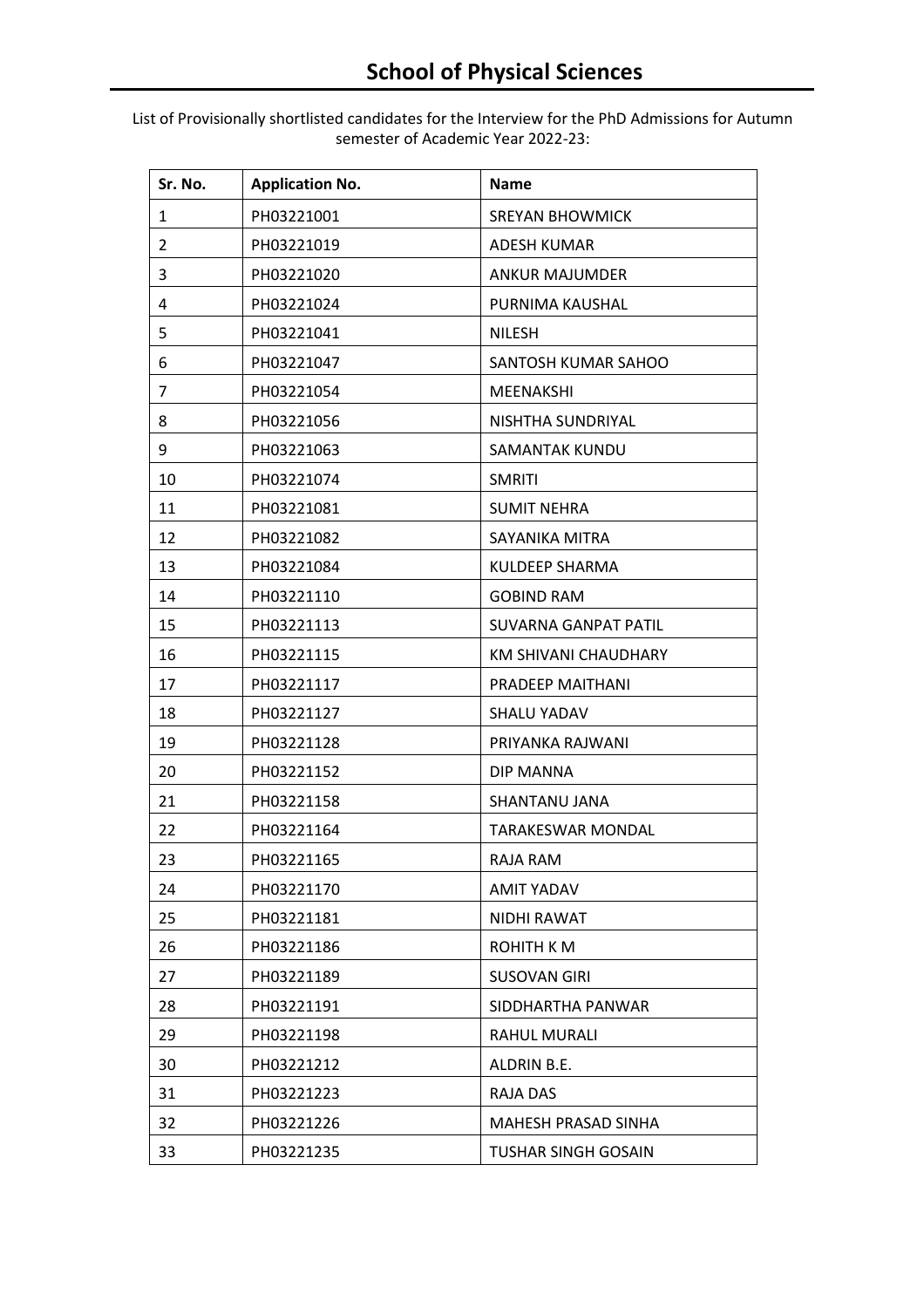# School of Physical Sciences

List of Provisionally shortlisted candidates for the Interview for the PhD Admissions for Autumn semester of Academic Year 2022-23:

| Sr. No. | Application No. | Name |
|---|---|---|
| 1 | PH03221001 | SREYAN BHOWMICK |
| 2 | PH03221019 | ADESH KUMAR |
| 3 | PH03221020 | ANKUR MAJUMDER |
| 4 | PH03221024 | PURNIMA KAUSHAL |
| 5 | PH03221041 | NILESH |
| 6 | PH03221047 | SANTOSH KUMAR SAHOO |
| 7 | PH03221054 | MEENAKSHI |
| 8 | PH03221056 | NISHTHA SUNDRIYAL |
| 9 | PH03221063 | SAMANTAK KUNDU |
| 10 | PH03221074 | SMRITI |
| 11 | PH03221081 | SUMIT NEHRA |
| 12 | PH03221082 | SAYANIKA MITRA |
| 13 | PH03221084 | KULDEEP SHARMA |
| 14 | PH03221110 | GOBIND RAM |
| 15 | PH03221113 | SUVARNA GANPAT PATIL |
| 16 | PH03221115 | KM SHIVANI CHAUDHARY |
| 17 | PH03221117 | PRADEEP MAITHANI |
| 18 | PH03221127 | SHALU YADAV |
| 19 | PH03221128 | PRIYANKA RAJWANI |
| 20 | PH03221152 | DIP MANNA |
| 21 | PH03221158 | SHANTANU JANA |
| 22 | PH03221164 | TARAKESWAR MONDAL |
| 23 | PH03221165 | RAJA RAM |
| 24 | PH03221170 | AMIT YADAV |
| 25 | PH03221181 | NIDHI RAWAT |
| 26 | PH03221186 | ROHITH K M |
| 27 | PH03221189 | SUSOVAN GIRI |
| 28 | PH03221191 | SIDDHARTHA PANWAR |
| 29 | PH03221198 | RAHUL MURALI |
| 30 | PH03221212 | ALDRIN B.E. |
| 31 | PH03221223 | RAJA DAS |
| 32 | PH03221226 | MAHESH PRASAD SINHA |
| 33 | PH03221235 | TUSHAR SINGH GOSAIN |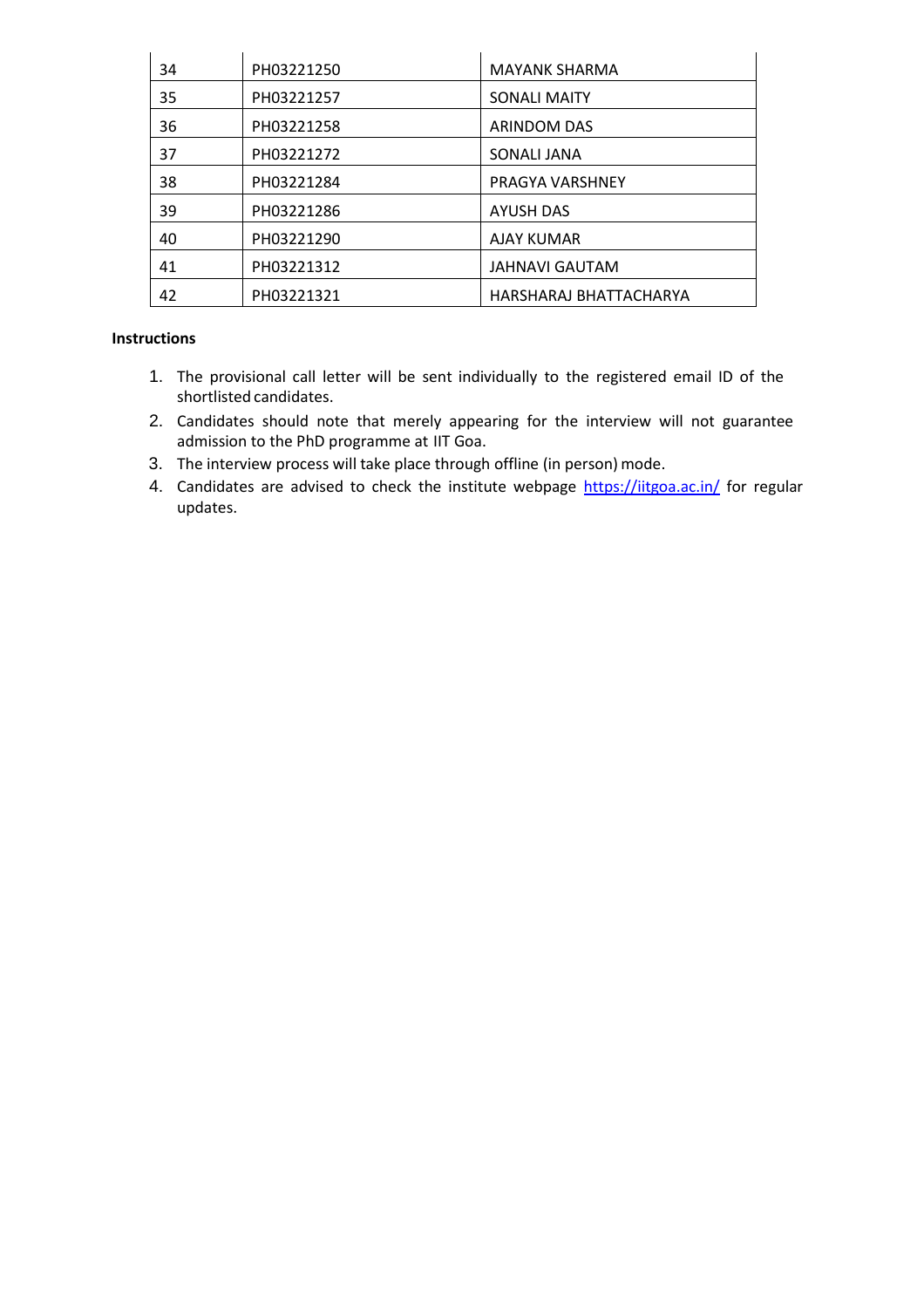| | | |
|---|---|---|
| 34 | PH03221250 | MAYANK SHARMA |
| 35 | PH03221257 | SONALI MAITY |
| 36 | PH03221258 | ARINDOM DAS |
| 37 | PH03221272 | SONALI JANA |
| 38 | PH03221284 | PRAGYA VARSHNEY |
| 39 | PH03221286 | AYUSH DAS |
| 40 | PH03221290 | AJAY KUMAR |
| 41 | PH03221312 | JAHNAVI GAUTAM |
| 42 | PH03221321 | HARSHARAJ BHATTACHARYA |

**Instructions**

1. The provisional call letter will be sent individually to the registered email ID of the shortlisted candidates.
2. Candidates should note that merely appearing for the interview will not guarantee admission to the PhD programme at IIT Goa.
3. The interview process will take place through offline (in person) mode.
4. Candidates are advised to check the institute webpage https://iitgoa.ac.in/ for regular updates.